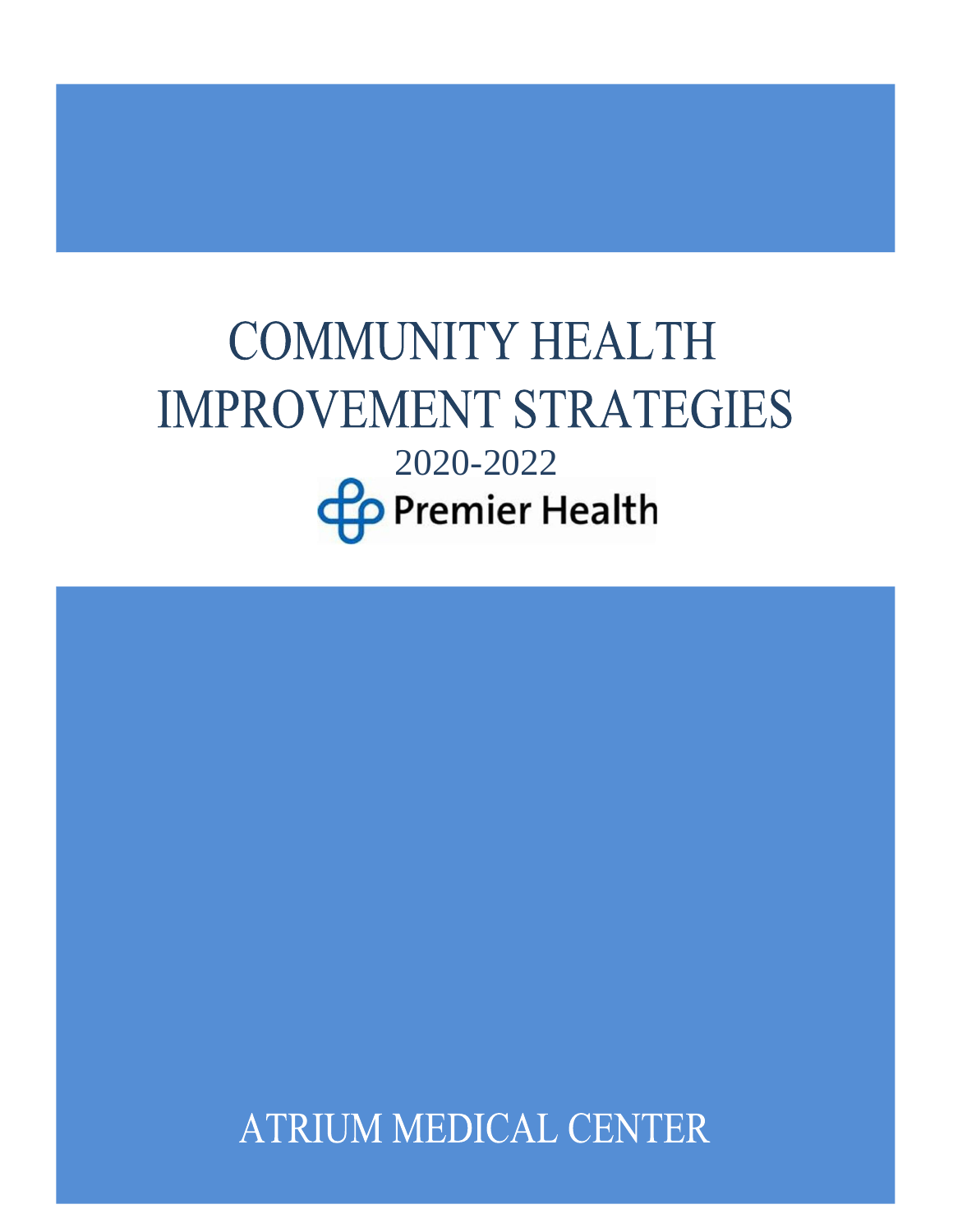# COMMUNITY HEALTH IMPROVEMENT STRATEGIES

2020-2022

Premier Health

ATRIUM MEDICAL CENTER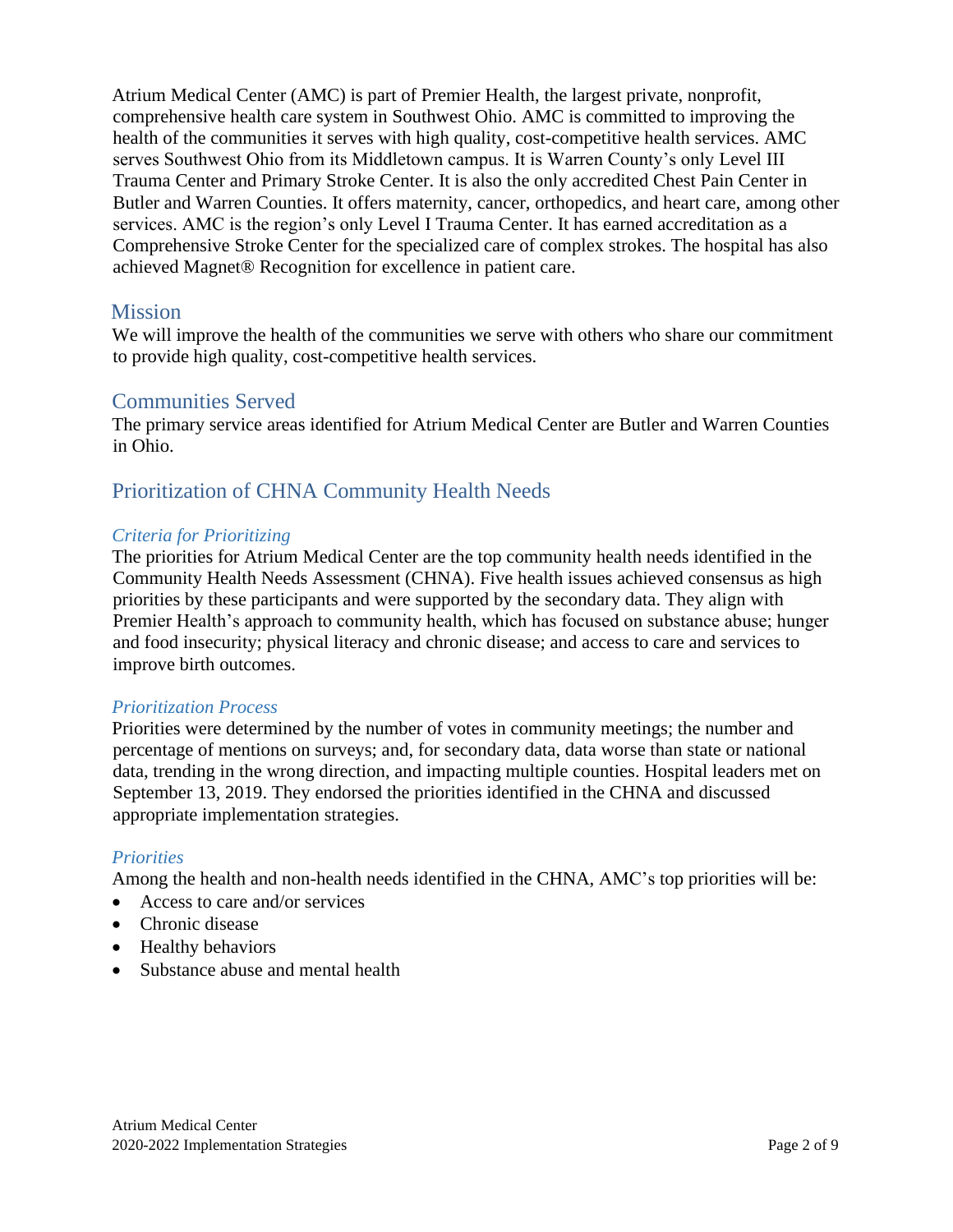Atrium Medical Center (AMC) is part of Premier Health, the largest private, nonprofit, comprehensive health care system in Southwest Ohio. AMC is committed to improving the health of the communities it serves with high quality, cost-competitive health services. AMC serves Southwest Ohio from its Middletown campus. It is Warren County's only Level III Trauma Center and Primary Stroke Center. It is also the only accredited Chest Pain Center in Butler and Warren Counties. It offers maternity, cancer, orthopedics, and heart care, among other services. AMC is the region's only Level I Trauma Center. It has earned accreditation as a Comprehensive Stroke Center for the specialized care of complex strokes. The hospital has also achieved Magnet® Recognition for excellence in patient care.

## Mission

We will improve the health of the communities we serve with others who share our commitment to provide high quality, cost-competitive health services.

## Communities Served

The primary service areas identified for Atrium Medical Center are Butler and Warren Counties in Ohio.

## Prioritization of CHNA Community Health Needs

### *Criteria for Prioritizing*

The priorities for Atrium Medical Center are the top community health needs identified in the Community Health Needs Assessment (CHNA). Five health issues achieved consensus as high priorities by these participants and were supported by the secondary data. They align with Premier Health's approach to community health, which has focused on substance abuse; hunger and food insecurity; physical literacy and chronic disease; and access to care and services to improve birth outcomes.

### *Prioritization Process*

Priorities were determined by the number of votes in community meetings; the number and percentage of mentions on surveys; and, for secondary data, data worse than state or national data, trending in the wrong direction, and impacting multiple counties. Hospital leaders met on September 13, 2019. They endorsed the priorities identified in the CHNA and discussed appropriate implementation strategies.

### *Priorities*

Among the health and non-health needs identified in the CHNA, AMC's top priorities will be:

- Access to care and/or services
- Chronic disease
- Healthy behaviors
- Substance abuse and mental health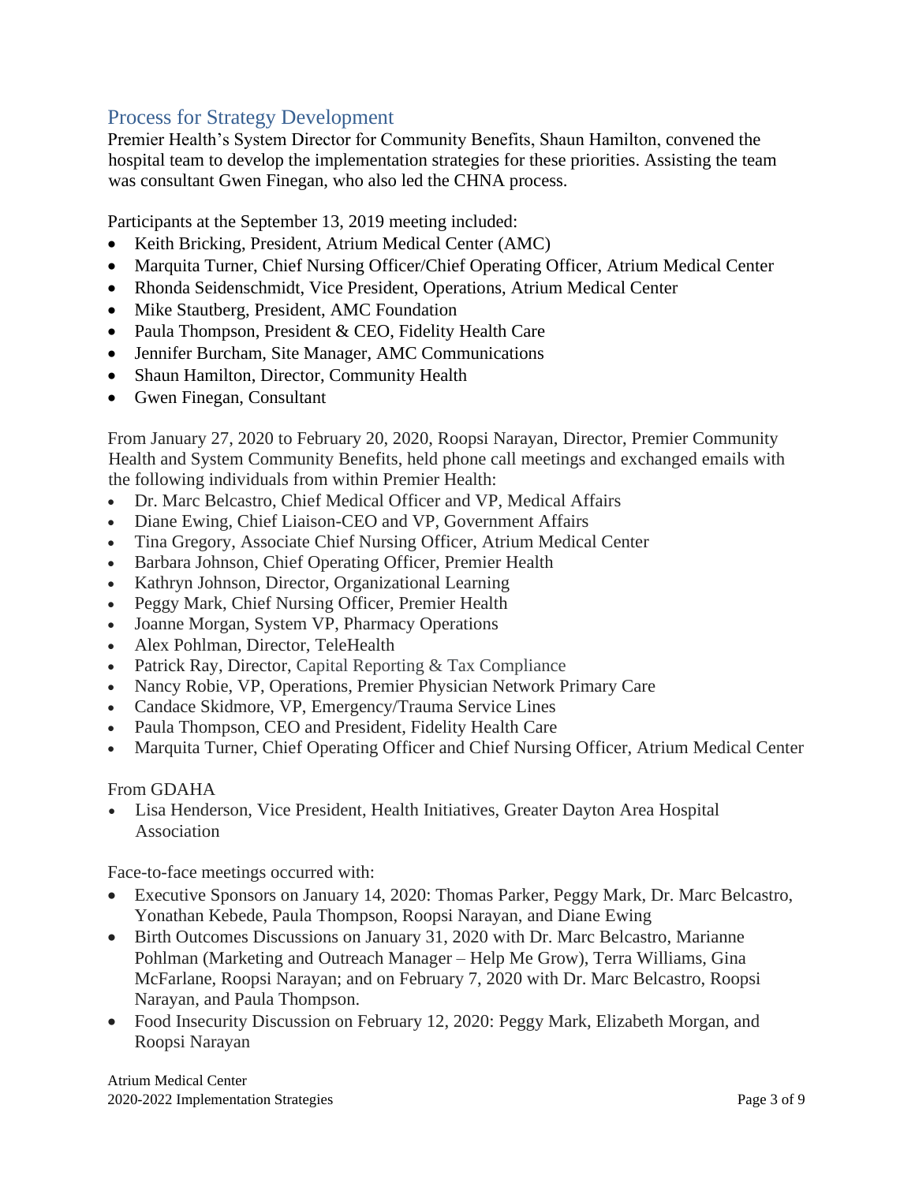## Process for Strategy Development

Premier Health's System Director for Community Benefits, Shaun Hamilton, convened the hospital team to develop the implementation strategies for these priorities. Assisting the team was consultant Gwen Finegan, who also led the CHNA process.

Participants at the September 13, 2019 meeting included:

- Keith Bricking, President, Atrium Medical Center (AMC)
- Marquita Turner, Chief Nursing Officer/Chief Operating Officer, Atrium Medical Center
- Rhonda Seidenschmidt, Vice President, Operations, Atrium Medical Center
- Mike Stautberg, President, AMC Foundation
- Paula Thompson, President & CEO, Fidelity Health Care
- Jennifer Burcham, Site Manager, AMC Communications
- Shaun Hamilton, Director, Community Health
- Gwen Finegan, Consultant

From January 27, 2020 to February 20, 2020, Roopsi Narayan, Director, Premier Community Health and System Community Benefits, held phone call meetings and exchanged emails with the following individuals from within Premier Health:

- Dr. Marc Belcastro, Chief Medical Officer and VP, Medical Affairs
- Diane Ewing, Chief Liaison-CEO and VP, Government Affairs
- Tina Gregory, Associate Chief Nursing Officer, Atrium Medical Center
- Barbara Johnson, Chief Operating Officer, Premier Health
- Kathryn Johnson, Director, Organizational Learning
- Peggy Mark, Chief Nursing Officer, Premier Health
- Joanne Morgan, System VP, Pharmacy Operations
- Alex Pohlman, Director, TeleHealth
- Patrick Ray, Director, Capital Reporting & Tax Compliance
- Nancy Robie, VP, Operations, Premier Physician Network Primary Care
- Candace Skidmore, VP, Emergency/Trauma Service Lines
- Paula Thompson, CEO and President, Fidelity Health Care
- Marquita Turner, Chief Operating Officer and Chief Nursing Officer, Atrium Medical Center

From GDAHA

- Lisa Henderson, Vice President, Health Initiatives, Greater Dayton Area Hospital Association

Face-to-face meetings occurred with:

- Executive Sponsors on January 14, 2020: Thomas Parker, Peggy Mark, Dr. Marc Belcastro, Yonathan Kebede, Paula Thompson, Roopsi Narayan, and Diane Ewing
- Birth Outcomes Discussions on January 31, 2020 with Dr. Marc Belcastro, Marianne Pohlman (Marketing and Outreach Manager – Help Me Grow), Terra Williams, Gina McFarlane, Roopsi Narayan; and on February 7, 2020 with Dr. Marc Belcastro, Roopsi Narayan, and Paula Thompson.
- Food Insecurity Discussion on February 12, 2020: Peggy Mark, Elizabeth Morgan, and Roopsi Narayan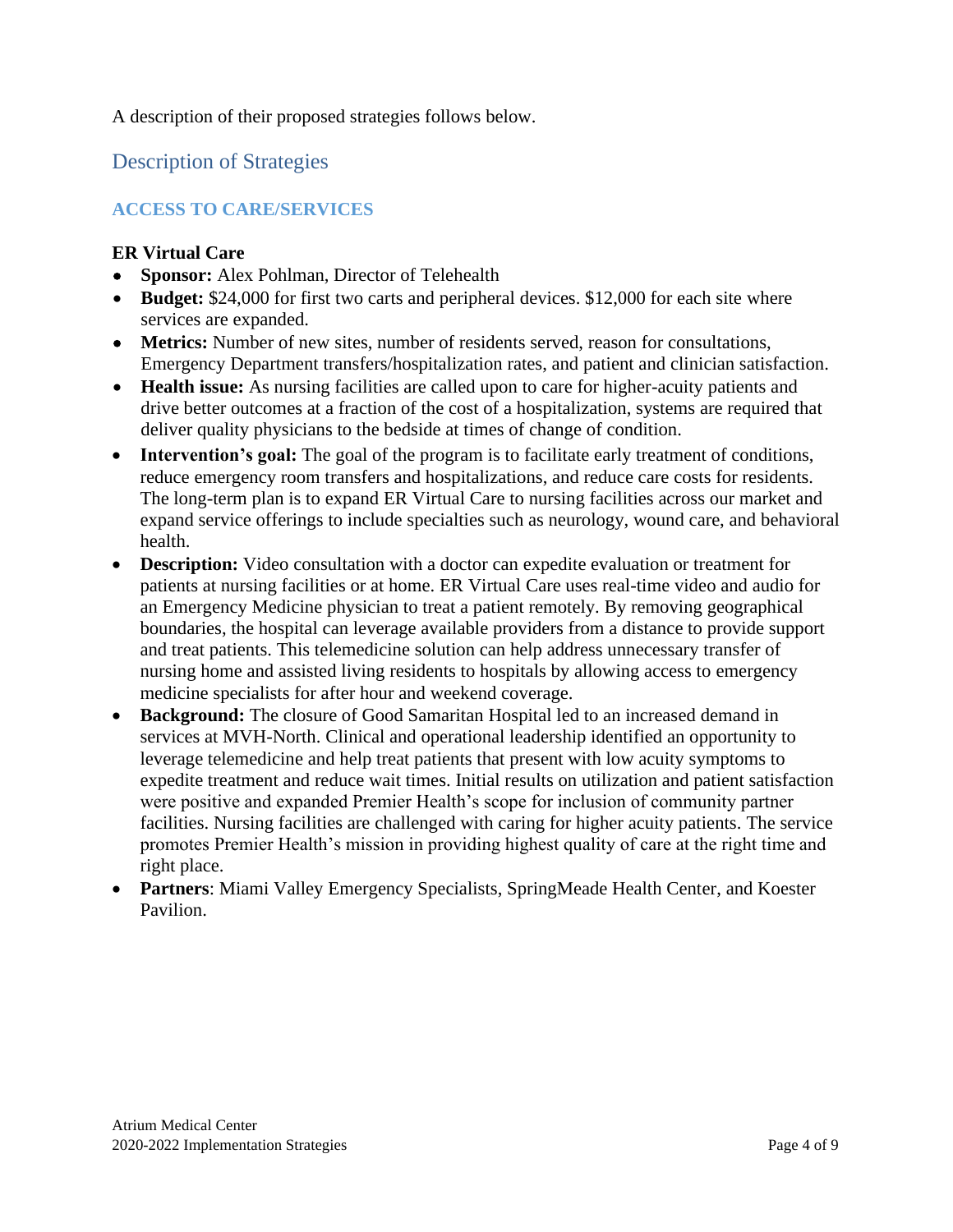A description of their proposed strategies follows below.

## Description of Strategies

### ACCESS TO CARE/SERVICES

**ER Virtual Care**

- **Sponsor:** Alex Pohlman, Director of Telehealth
- **Budget:** $24,000 for first two carts and peripheral devices. $12,000 for each site where services are expanded.
- **Metrics:** Number of new sites, number of residents served, reason for consultations, Emergency Department transfers/hospitalization rates, and patient and clinician satisfaction.
- **Health issue:** As nursing facilities are called upon to care for higher-acuity patients and drive better outcomes at a fraction of the cost of a hospitalization, systems are required that deliver quality physicians to the bedside at times of change of condition.
- **Intervention's goal:** The goal of the program is to facilitate early treatment of conditions, reduce emergency room transfers and hospitalizations, and reduce care costs for residents. The long-term plan is to expand ER Virtual Care to nursing facilities across our market and expand service offerings to include specialties such as neurology, wound care, and behavioral health.
- **Description:** Video consultation with a doctor can expedite evaluation or treatment for patients at nursing facilities or at home. ER Virtual Care uses real-time video and audio for an Emergency Medicine physician to treat a patient remotely. By removing geographical boundaries, the hospital can leverage available providers from a distance to provide support and treat patients. This telemedicine solution can help address unnecessary transfer of nursing home and assisted living residents to hospitals by allowing access to emergency medicine specialists for after hour and weekend coverage.
- **Background:** The closure of Good Samaritan Hospital led to an increased demand in services at MVH-North. Clinical and operational leadership identified an opportunity to leverage telemedicine and help treat patients that present with low acuity symptoms to expedite treatment and reduce wait times. Initial results on utilization and patient satisfaction were positive and expanded Premier Health's scope for inclusion of community partner facilities. Nursing facilities are challenged with caring for higher acuity patients. The service promotes Premier Health's mission in providing highest quality of care at the right time and right place.
- **Partners**: Miami Valley Emergency Specialists, SpringMeade Health Center, and Koester Pavilion.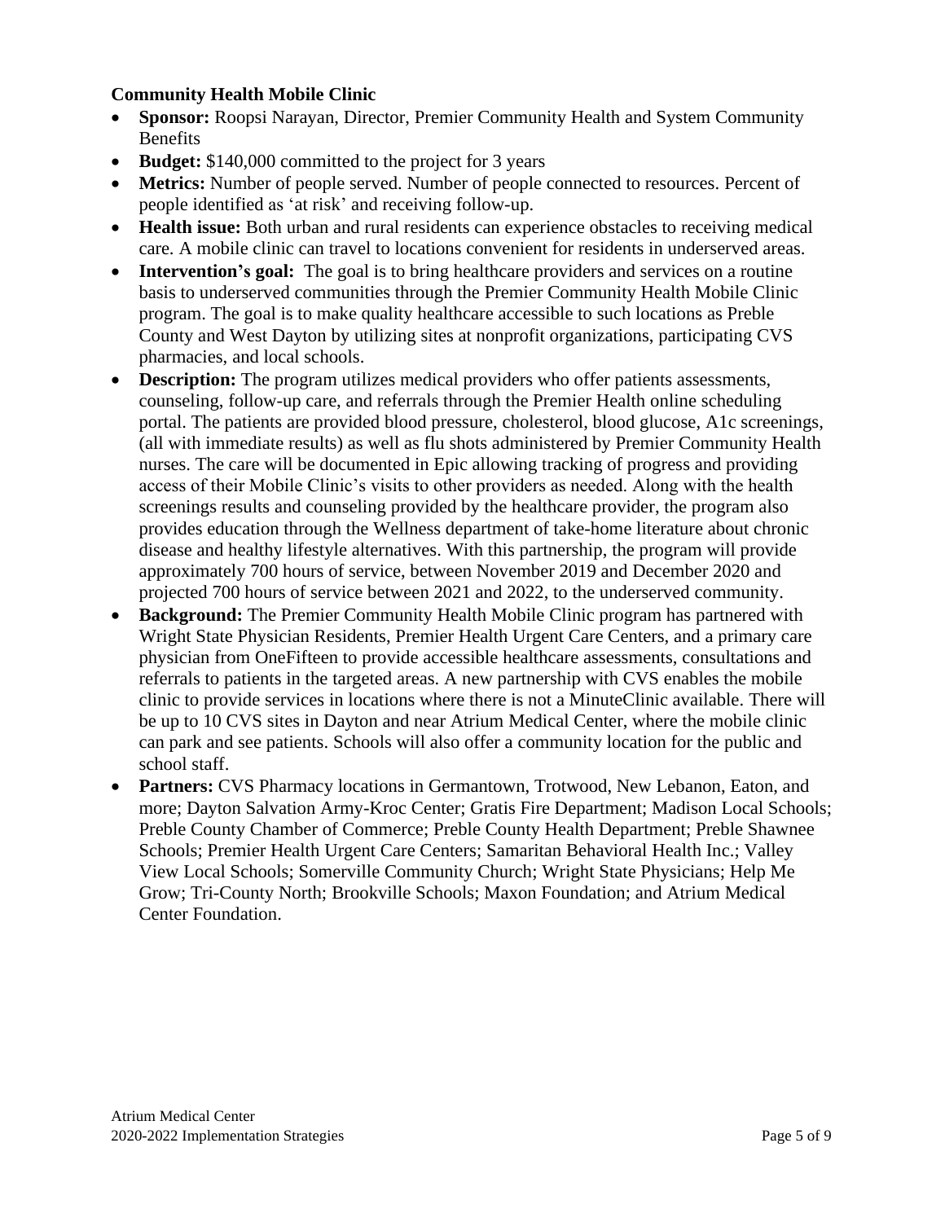**Community Health Mobile Clinic**

- **Sponsor:** Roopsi Narayan, Director, Premier Community Health and System Community Benefits
- **Budget:** $140,000 committed to the project for 3 years
- **Metrics:** Number of people served. Number of people connected to resources. Percent of people identified as 'at risk' and receiving follow-up.
- **Health issue:** Both urban and rural residents can experience obstacles to receiving medical care. A mobile clinic can travel to locations convenient for residents in underserved areas.
- **Intervention's goal:** The goal is to bring healthcare providers and services on a routine basis to underserved communities through the Premier Community Health Mobile Clinic program. The goal is to make quality healthcare accessible to such locations as Preble County and West Dayton by utilizing sites at nonprofit organizations, participating CVS pharmacies, and local schools.
- **Description:** The program utilizes medical providers who offer patients assessments, counseling, follow-up care, and referrals through the Premier Health online scheduling portal. The patients are provided blood pressure, cholesterol, blood glucose, A1c screenings, (all with immediate results) as well as flu shots administered by Premier Community Health nurses. The care will be documented in Epic allowing tracking of progress and providing access of their Mobile Clinic's visits to other providers as needed. Along with the health screenings results and counseling provided by the healthcare provider, the program also provides education through the Wellness department of take-home literature about chronic disease and healthy lifestyle alternatives. With this partnership, the program will provide approximately 700 hours of service, between November 2019 and December 2020 and projected 700 hours of service between 2021 and 2022, to the underserved community.
- **Background:** The Premier Community Health Mobile Clinic program has partnered with Wright State Physician Residents, Premier Health Urgent Care Centers, and a primary care physician from OneFifteen to provide accessible healthcare assessments, consultations and referrals to patients in the targeted areas. A new partnership with CVS enables the mobile clinic to provide services in locations where there is not a MinuteClinic available. There will be up to 10 CVS sites in Dayton and near Atrium Medical Center, where the mobile clinic can park and see patients. Schools will also offer a community location for the public and school staff.
- **Partners:** CVS Pharmacy locations in Germantown, Trotwood, New Lebanon, Eaton, and more; Dayton Salvation Army-Kroc Center; Gratis Fire Department; Madison Local Schools; Preble County Chamber of Commerce; Preble County Health Department; Preble Shawnee Schools; Premier Health Urgent Care Centers; Samaritan Behavioral Health Inc.; Valley View Local Schools; Somerville Community Church; Wright State Physicians; Help Me Grow; Tri-County North; Brookville Schools; Maxon Foundation; and Atrium Medical Center Foundation.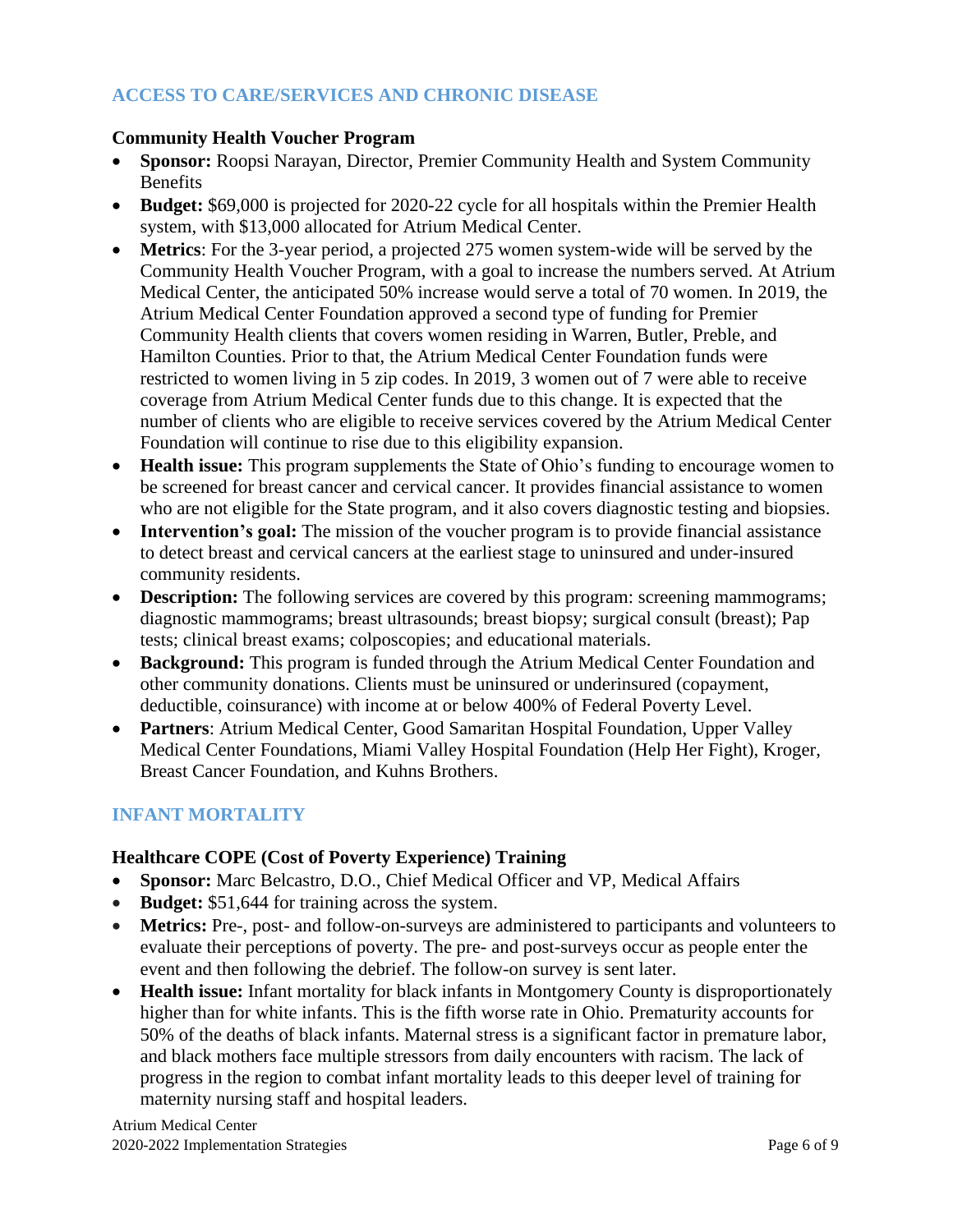## ACCESS TO CARE/SERVICES AND CHRONIC DISEASE

### Community Health Voucher Program

- **Sponsor:** Roopsi Narayan, Director, Premier Community Health and System Community Benefits
- **Budget:** $69,000 is projected for 2020-22 cycle for all hospitals within the Premier Health system, with $13,000 allocated for Atrium Medical Center.
- **Metrics**: For the 3-year period, a projected 275 women system-wide will be served by the Community Health Voucher Program, with a goal to increase the numbers served. At Atrium Medical Center, the anticipated 50% increase would serve a total of 70 women. In 2019, the Atrium Medical Center Foundation approved a second type of funding for Premier Community Health clients that covers women residing in Warren, Butler, Preble, and Hamilton Counties. Prior to that, the Atrium Medical Center Foundation funds were restricted to women living in 5 zip codes. In 2019, 3 women out of 7 were able to receive coverage from Atrium Medical Center funds due to this change. It is expected that the number of clients who are eligible to receive services covered by the Atrium Medical Center Foundation will continue to rise due to this eligibility expansion.
- **Health issue:** This program supplements the State of Ohio's funding to encourage women to be screened for breast cancer and cervical cancer. It provides financial assistance to women who are not eligible for the State program, and it also covers diagnostic testing and biopsies.
- **Intervention's goal:** The mission of the voucher program is to provide financial assistance to detect breast and cervical cancers at the earliest stage to uninsured and under-insured community residents.
- **Description:** The following services are covered by this program: screening mammograms; diagnostic mammograms; breast ultrasounds; breast biopsy; surgical consult (breast); Pap tests; clinical breast exams; colposcopies; and educational materials.
- **Background:** This program is funded through the Atrium Medical Center Foundation and other community donations. Clients must be uninsured or underinsured (copayment, deductible, coinsurance) with income at or below 400% of Federal Poverty Level.
- **Partners**: Atrium Medical Center, Good Samaritan Hospital Foundation, Upper Valley Medical Center Foundations, Miami Valley Hospital Foundation (Help Her Fight), Kroger, Breast Cancer Foundation, and Kuhns Brothers.

## INFANT MORTALITY

### Healthcare COPE (Cost of Poverty Experience) Training

- **Sponsor:** Marc Belcastro, D.O., Chief Medical Officer and VP, Medical Affairs
- **Budget:** $51,644 for training across the system.
- **Metrics:** Pre-, post- and follow-on-surveys are administered to participants and volunteers to evaluate their perceptions of poverty. The pre- and post-surveys occur as people enter the event and then following the debrief. The follow-on survey is sent later.
- **Health issue:** Infant mortality for black infants in Montgomery County is disproportionately higher than for white infants. This is the fifth worse rate in Ohio. Prematurity accounts for 50% of the deaths of black infants. Maternal stress is a significant factor in premature labor, and black mothers face multiple stressors from daily encounters with racism. The lack of progress in the region to combat infant mortality leads to this deeper level of training for maternity nursing staff and hospital leaders.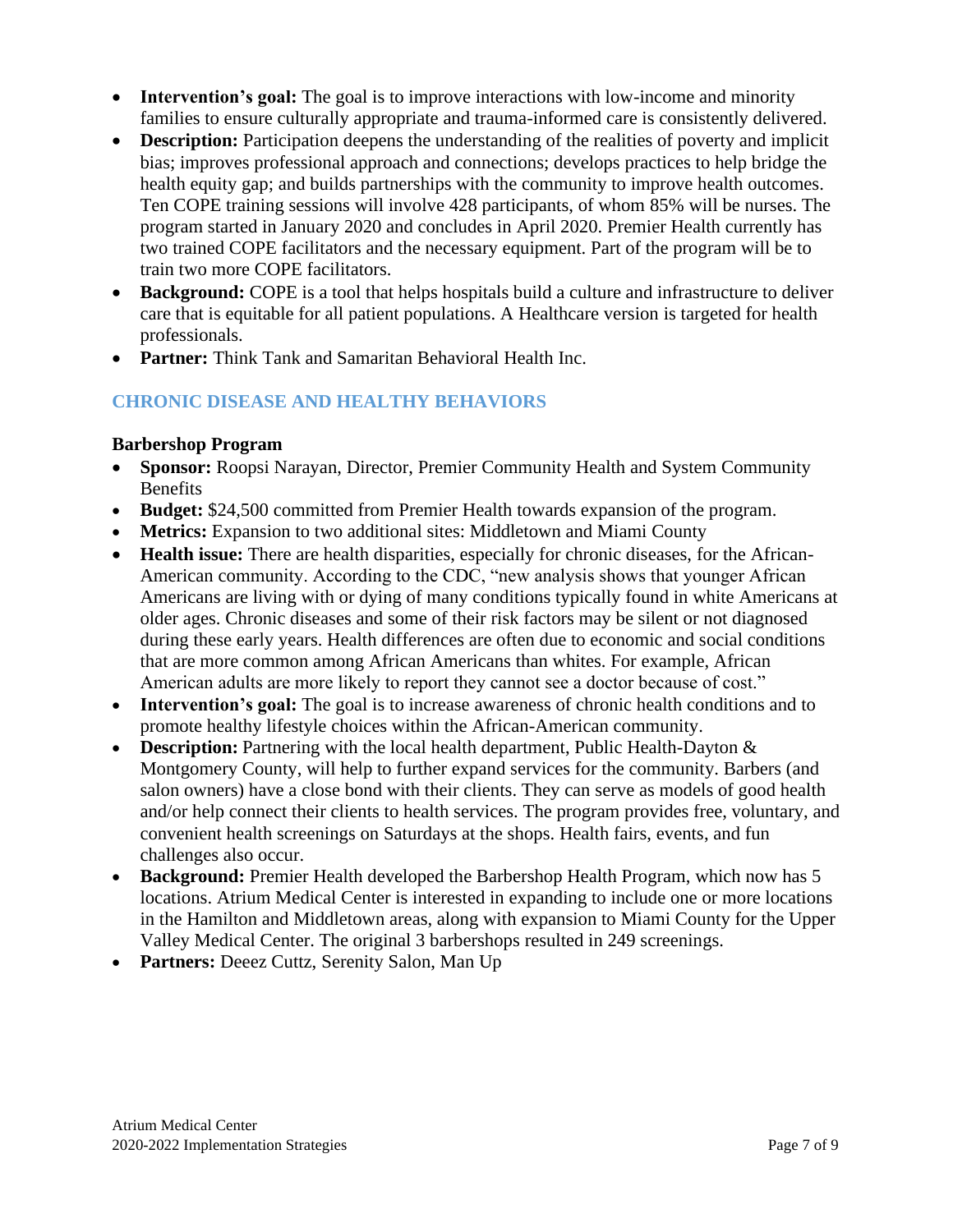- **Intervention's goal:** The goal is to improve interactions with low-income and minority families to ensure culturally appropriate and trauma-informed care is consistently delivered.
- **Description:** Participation deepens the understanding of the realities of poverty and implicit bias; improves professional approach and connections; develops practices to help bridge the health equity gap; and builds partnerships with the community to improve health outcomes. Ten COPE training sessions will involve 428 participants, of whom 85% will be nurses. The program started in January 2020 and concludes in April 2020. Premier Health currently has two trained COPE facilitators and the necessary equipment. Part of the program will be to train two more COPE facilitators.
- **Background:** COPE is a tool that helps hospitals build a culture and infrastructure to deliver care that is equitable for all patient populations. A Healthcare version is targeted for health professionals.
- **Partner:** Think Tank and Samaritan Behavioral Health Inc.

## CHRONIC DISEASE AND HEALTHY BEHAVIORS

### Barbershop Program

- **Sponsor:** Roopsi Narayan, Director, Premier Community Health and System Community Benefits
- **Budget:** $24,500 committed from Premier Health towards expansion of the program.
- **Metrics:** Expansion to two additional sites: Middletown and Miami County
- **Health issue:** There are health disparities, especially for chronic diseases, for the African-American community. According to the CDC, "new analysis shows that younger African Americans are living with or dying of many conditions typically found in white Americans at older ages. Chronic diseases and some of their risk factors may be silent or not diagnosed during these early years. Health differences are often due to economic and social conditions that are more common among African Americans than whites. For example, African American adults are more likely to report they cannot see a doctor because of cost."
- **Intervention's goal:** The goal is to increase awareness of chronic health conditions and to promote healthy lifestyle choices within the African-American community.
- **Description:** Partnering with the local health department, Public Health-Dayton & Montgomery County, will help to further expand services for the community. Barbers (and salon owners) have a close bond with their clients. They can serve as models of good health and/or help connect their clients to health services. The program provides free, voluntary, and convenient health screenings on Saturdays at the shops. Health fairs, events, and fun challenges also occur.
- **Background:** Premier Health developed the Barbershop Health Program, which now has 5 locations. Atrium Medical Center is interested in expanding to include one or more locations in the Hamilton and Middletown areas, along with expansion to Miami County for the Upper Valley Medical Center. The original 3 barbershops resulted in 249 screenings.
- **Partners:** Deeez Cuttz, Serenity Salon, Man Up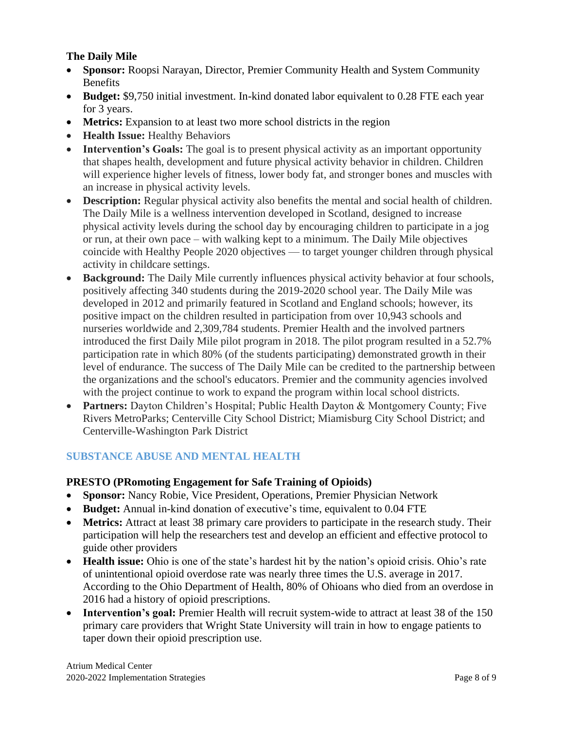### The Daily Mile

- **Sponsor:** Roopsi Narayan, Director, Premier Community Health and System Community Benefits
- **Budget:** $9,750 initial investment. In-kind donated labor equivalent to 0.28 FTE each year for 3 years.
- **Metrics:** Expansion to at least two more school districts in the region
- **Health Issue:** Healthy Behaviors
- **Intervention's Goals:** The goal is to present physical activity as an important opportunity that shapes health, development and future physical activity behavior in children. Children will experience higher levels of fitness, lower body fat, and stronger bones and muscles with an increase in physical activity levels.
- **Description:** Regular physical activity also benefits the mental and social health of children. The Daily Mile is a wellness intervention developed in Scotland, designed to increase physical activity levels during the school day by encouraging children to participate in a jog or run, at their own pace – with walking kept to a minimum. The Daily Mile objectives coincide with Healthy People 2020 objectives — to target younger children through physical activity in childcare settings.
- **Background:** The Daily Mile currently influences physical activity behavior at four schools, positively affecting 340 students during the 2019-2020 school year. The Daily Mile was developed in 2012 and primarily featured in Scotland and England schools; however, its positive impact on the children resulted in participation from over 10,943 schools and nurseries worldwide and 2,309,784 students. Premier Health and the involved partners introduced the first Daily Mile pilot program in 2018. The pilot program resulted in a 52.7% participation rate in which 80% (of the students participating) demonstrated growth in their level of endurance. The success of The Daily Mile can be credited to the partnership between the organizations and the school's educators. Premier and the community agencies involved with the project continue to work to expand the program within local school districts.
- **Partners:** Dayton Children's Hospital; Public Health Dayton & Montgomery County; Five Rivers MetroParks; Centerville City School District; Miamisburg City School District; and Centerville-Washington Park District

## SUBSTANCE ABUSE AND MENTAL HEALTH

### PRESTO (PRomoting Engagement for Safe Training of Opioids)

- **Sponsor:** Nancy Robie, Vice President, Operations, Premier Physician Network
- **Budget:** Annual in-kind donation of executive's time, equivalent to 0.04 FTE
- **Metrics:** Attract at least 38 primary care providers to participate in the research study. Their participation will help the researchers test and develop an efficient and effective protocol to guide other providers
- **Health issue:** Ohio is one of the state's hardest hit by the nation's opioid crisis. Ohio's rate of unintentional opioid overdose rate was nearly three times the U.S. average in 2017. According to the Ohio Department of Health, 80% of Ohioans who died from an overdose in 2016 had a history of opioid prescriptions.
- **Intervention's goal:** Premier Health will recruit system-wide to attract at least 38 of the 150 primary care providers that Wright State University will train in how to engage patients to taper down their opioid prescription use.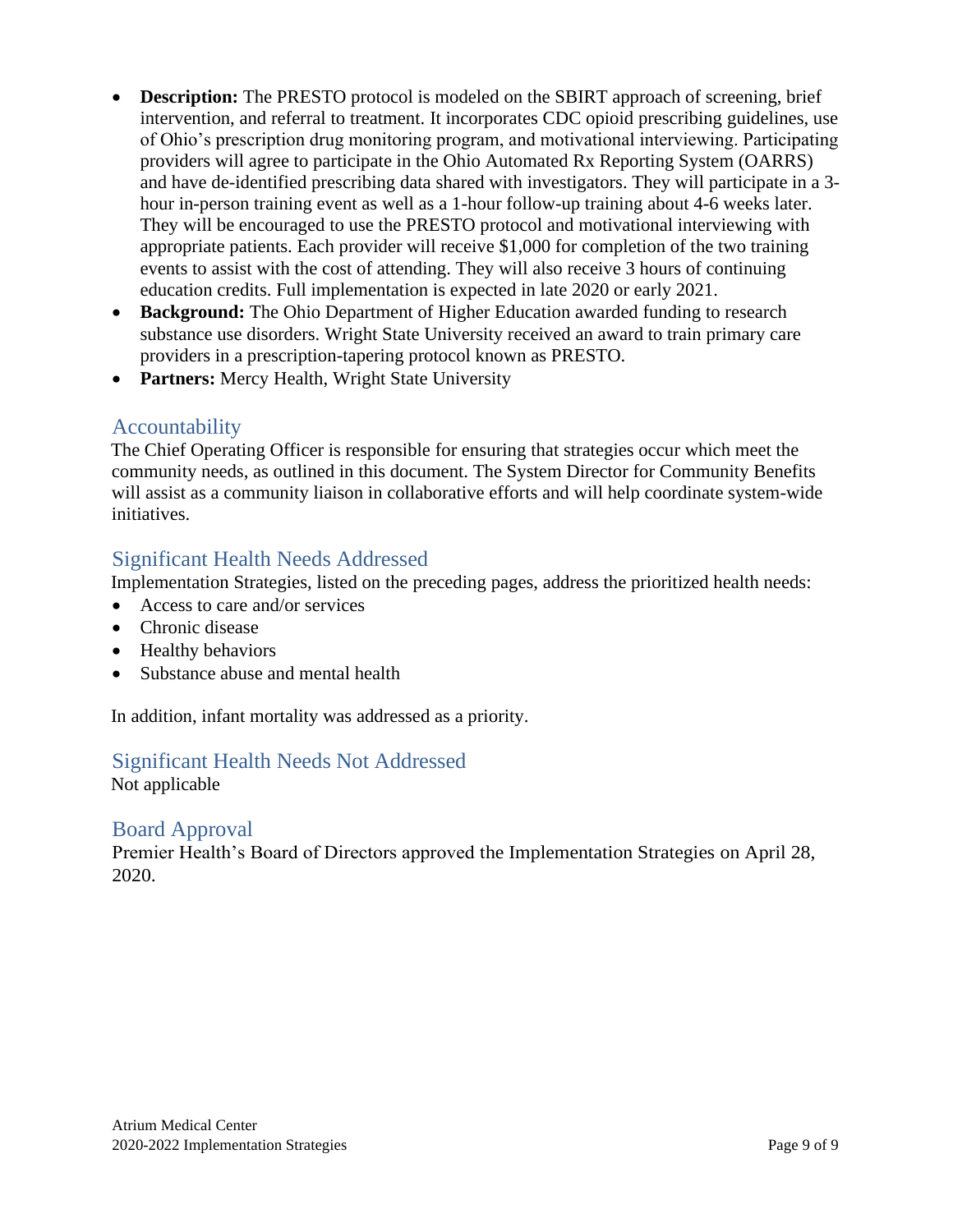- **Description:** The PRESTO protocol is modeled on the SBIRT approach of screening, brief intervention, and referral to treatment. It incorporates CDC opioid prescribing guidelines, use of Ohio's prescription drug monitoring program, and motivational interviewing. Participating providers will agree to participate in the Ohio Automated Rx Reporting System (OARRS) and have de-identified prescribing data shared with investigators. They will participate in a 3-hour in-person training event as well as a 1-hour follow-up training about 4-6 weeks later. They will be encouraged to use the PRESTO protocol and motivational interviewing with appropriate patients. Each provider will receive $1,000 for completion of the two training events to assist with the cost of attending. They will also receive 3 hours of continuing education credits. Full implementation is expected in late 2020 or early 2021.
- **Background:** The Ohio Department of Higher Education awarded funding to research substance use disorders. Wright State University received an award to train primary care providers in a prescription-tapering protocol known as PRESTO.
- **Partners:** Mercy Health, Wright State University

## Accountability

The Chief Operating Officer is responsible for ensuring that strategies occur which meet the community needs, as outlined in this document. The System Director for Community Benefits will assist as a community liaison in collaborative efforts and will help coordinate system-wide initiatives.

## Significant Health Needs Addressed

Implementation Strategies, listed on the preceding pages, address the prioritized health needs:

- Access to care and/or services
- Chronic disease
- Healthy behaviors
- Substance abuse and mental health

In addition, infant mortality was addressed as a priority.

## Significant Health Needs Not Addressed

Not applicable

## Board Approval

Premier Health's Board of Directors approved the Implementation Strategies on April 28, 2020.